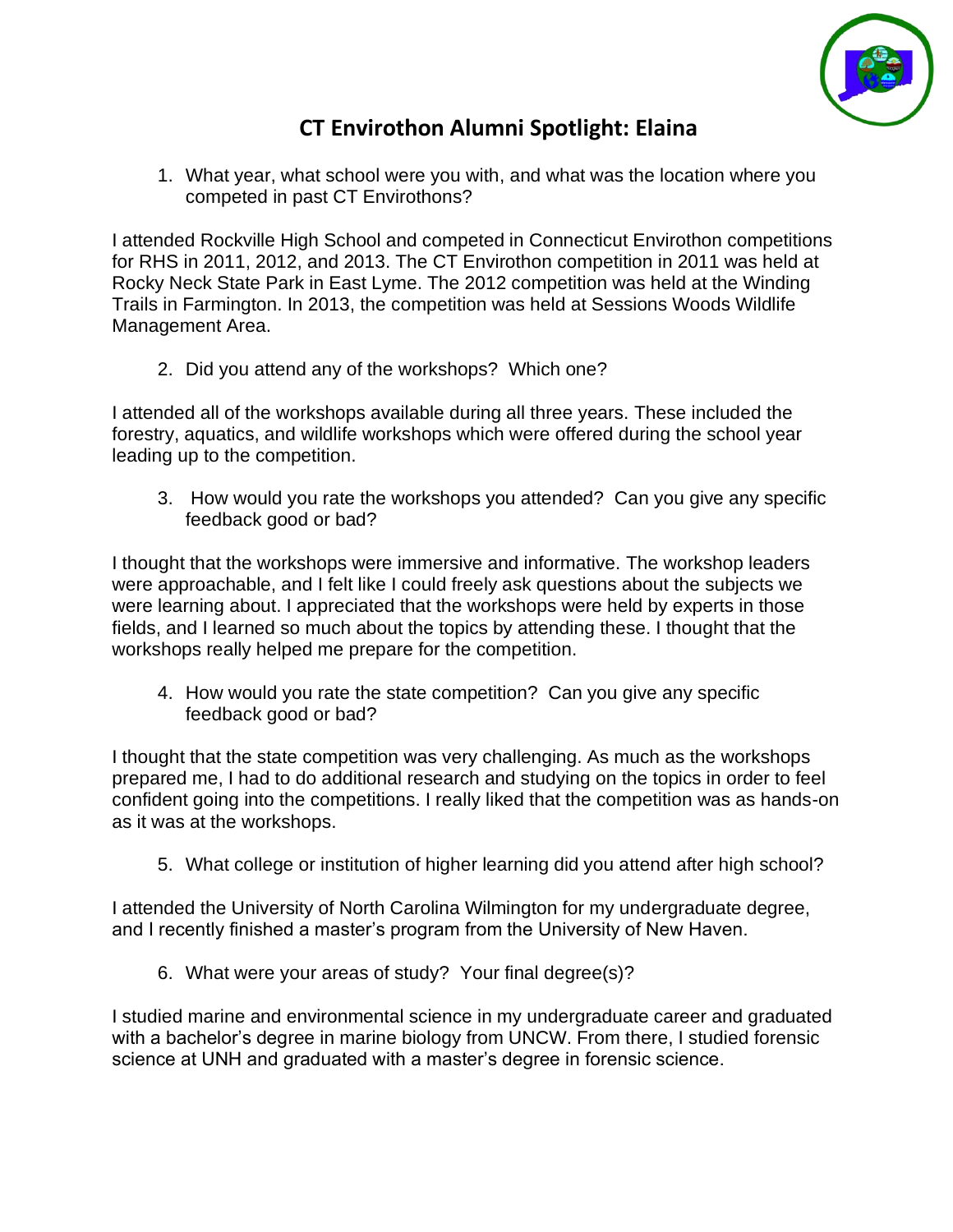# CT Envirothon Alumni Spotlight: Elaina

1. What year, what school were you with, and what was the location where you competed in past CT Envirothons?

I attended Rockville High School and competed in Connecticut Envirothon competitions for RHS in 2011, 2012, and 2013. The CT Envirothon competition in 2011 was held at Rocky Neck State Park in East Lyme. The 2012 competition was held at the Winding Trails in Farmington. In 2013, the competition was held at Sessions Woods Wildlife Management Area.

2. Did you attend any of the workshops? Which one?

I attended all of the workshops available during all three years. These included the forestry, aquatics, and wildlife workshops which were offered during the school year leading up to the competition.

3. How would you rate the workshops you attended? Can you give any specific feedback good or bad?

I thought that the workshops were immersive and informative. The workshop leaders were approachable, and I felt like I could freely ask questions about the subjects we were learning about. I appreciated that the workshops were held by experts in those fields, and I learned so much about the topics by attending these. I thought that the workshops really helped me prepare for the competition.

4. How would you rate the state competition? Can you give any specific feedback good or bad?

I thought that the state competition was very challenging. As much as the workshops prepared me, I had to do additional research and studying on the topics in order to feel confident going into the competitions. I really liked that the competition was as hands-on as it was at the workshops.

5. What college or institution of higher learning did you attend after high school?

I attended the University of North Carolina Wilmington for my undergraduate degree, and I recently finished a master's program from the University of New Haven.

6. What were your areas of study? Your final degree(s)?

I studied marine and environmental science in my undergraduate career and graduated with a bachelor's degree in marine biology from UNCW. From there, I studied forensic science at UNH and graduated with a master's degree in forensic science.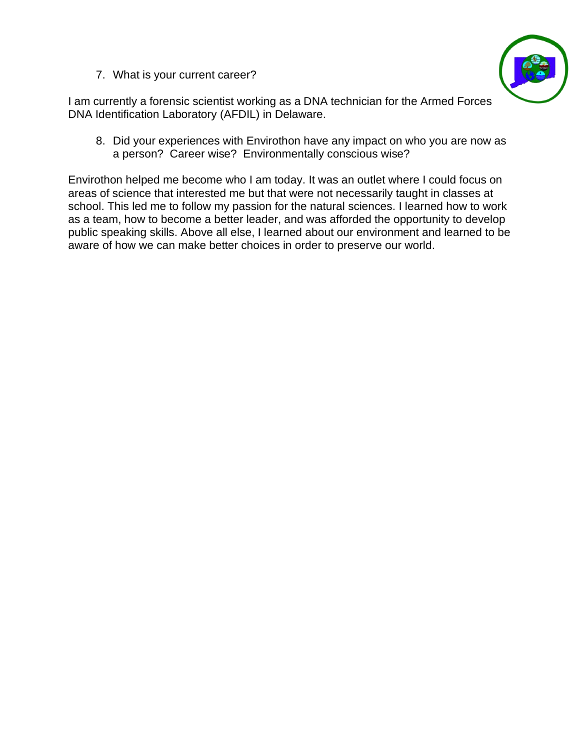7. What is your current career?

I am currently a forensic scientist working as a DNA technician for the Armed Forces DNA Identification Laboratory (AFDIL) in Delaware.

8. Did your experiences with Envirothon have any impact on who you are now as a person? Career wise? Environmentally conscious wise?

Envirothon helped me become who I am today. It was an outlet where I could focus on areas of science that interested me but that were not necessarily taught in classes at school. This led me to follow my passion for the natural sciences. I learned how to work as a team, how to become a better leader, and was afforded the opportunity to develop public speaking skills. Above all else, I learned about our environment and learned to be aware of how we can make better choices in order to preserve our world.